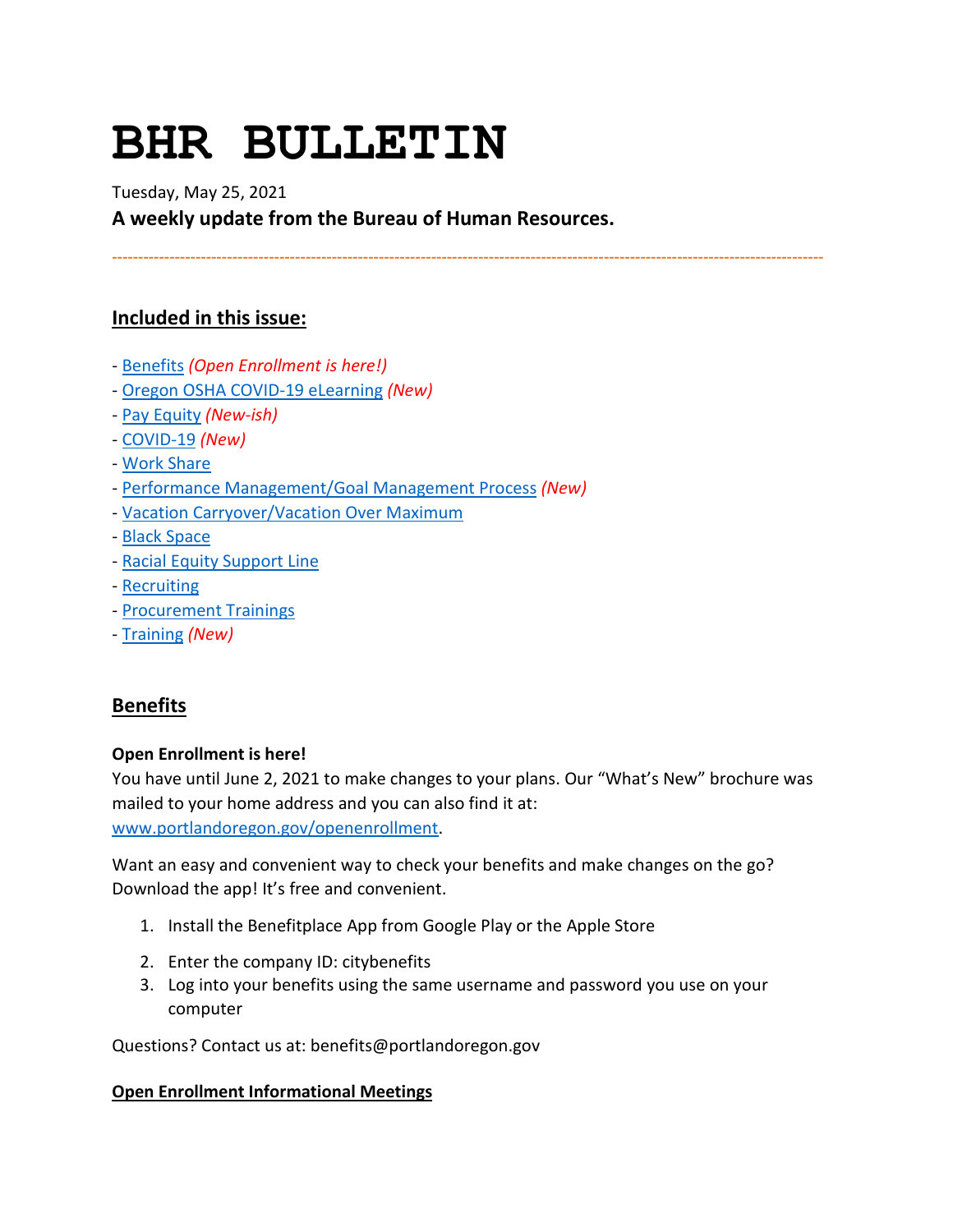# BHR BULLETIN

Tuesday, May 25, 2021

**A weekly update from the Bureau of Human Resources.**

---

## Included in this issue:

- Benefits *(Open Enrollment is here!)*
- Oregon OSHA COVID-19 eLearning *(New)*
- Pay Equity *(New-ish)*
- COVID-19 *(New)*
- Work Share
- Performance Management/Goal Management Process *(New)*
- Vacation Carryover/Vacation Over Maximum
- Black Space
- Racial Equity Support Line
- Recruiting
- Procurement Trainings
- Training *(New)*

## Benefits

**Open Enrollment is here!**

You have until June 2, 2021 to make changes to your plans. Our "What's New" brochure was mailed to your home address and you can also find it at: www.portlandoregon.gov/openenrollment.

Want an easy and convenient way to check your benefits and make changes on the go? Download the app! It's free and convenient.

1. Install the Benefitplace App from Google Play or the Apple Store
2. Enter the company ID: citybenefits
3. Log into your benefits using the same username and password you use on your computer

Questions? Contact us at: benefits@portlandoregon.gov

### Open Enrollment Informational Meetings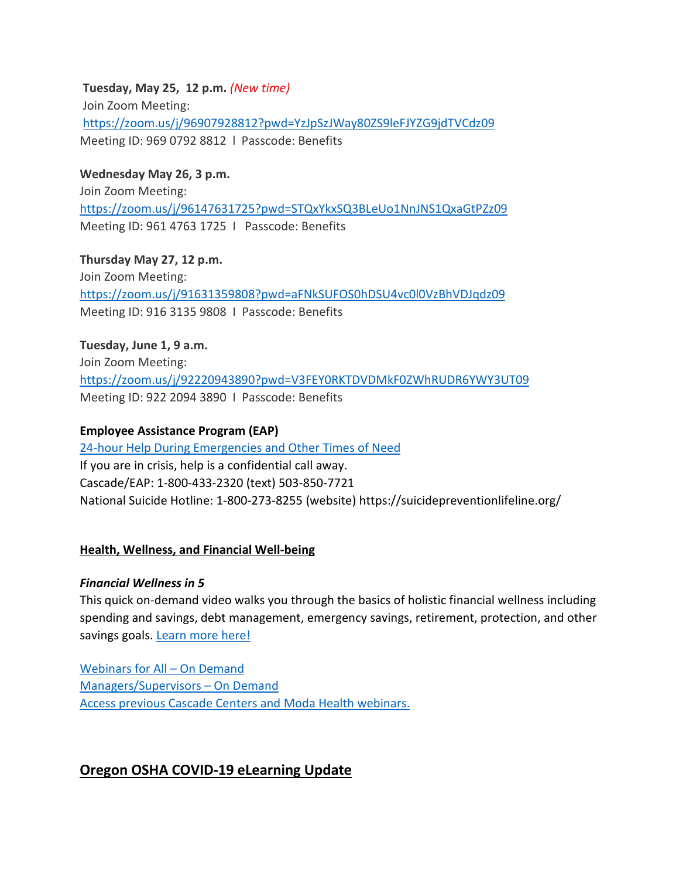**Tuesday, May 25, 12 p.m.** *(New time)*
Join Zoom Meeting:
[https://zoom.us/j/96907928812?pwd=YzJpSzJWay80ZS9leFJYZG9jdTVCdz09](https://zoom.us/j/96907928812?pwd=YzJpSzJWay80ZS9leFJYZG9jdTVCdz09)
Meeting ID: 969 0792 8812 l Passcode: Benefits

**Wednesday May 26, 3 p.m.**
Join Zoom Meeting:
[https://zoom.us/j/96147631725?pwd=STQxYkxSQ3BLeUo1NnJNS1QxaGtPZz09](https://zoom.us/j/96147631725?pwd=STQxYkxSQ3BLeUo1NnJNS1QxaGtPZz09)
Meeting ID: 961 4763 1725 l Passcode: Benefits

**Thursday May 27, 12 p.m.**
Join Zoom Meeting:
[https://zoom.us/j/91631359808?pwd=aFNkSUFOS0hDSU4vc0l0VzBhVDJqdz09](https://zoom.us/j/91631359808?pwd=aFNkSUFOS0hDSU4vc0l0VzBhVDJqdz09)
Meeting ID: 916 3135 9808 l Passcode: Benefits

**Tuesday, June 1, 9 a.m.**
Join Zoom Meeting:
[https://zoom.us/j/92220943890?pwd=V3FEY0RKTDVDMkF0ZWhRUDR6YWY3UT09](https://zoom.us/j/92220943890?pwd=V3FEY0RKTDVDMkF0ZWhRUDR6YWY3UT09)
Meeting ID: 922 2094 3890 l Passcode: Benefits

**Employee Assistance Program (EAP)**
24-hour Help During Emergencies and Other Times of Need
If you are in crisis, help is a confidential call away.
Cascade/EAP: 1-800-433-2320 (text) 503-850-7721
National Suicide Hotline: 1-800-273-8255 (website) https://suicidepreventionlifeline.org/

**Health, Wellness, and Financial Well-being**

***Financial Wellness in 5***
This quick on-demand video walks you through the basics of holistic financial wellness including spending and savings, debt management, emergency savings, retirement, protection, and other savings goals. Learn more here!

Webinars for All – On Demand
Managers/Supervisors – On Demand
Access previous Cascade Centers and Moda Health webinars.

## Oregon OSHA COVID-19 eLearning Update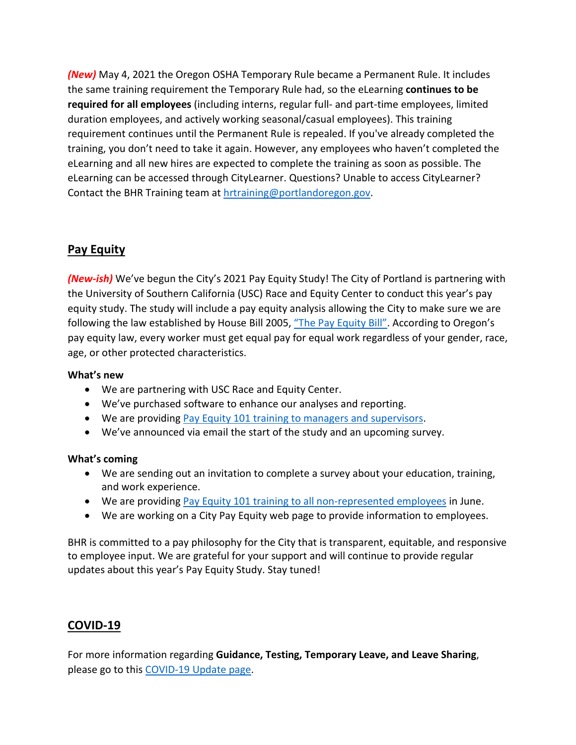***(New)*** May 4, 2021 the Oregon OSHA Temporary Rule became a Permanent Rule. It includes the same training requirement the Temporary Rule had, so the eLearning **continues to be required for all employees** (including interns, regular full- and part-time employees, limited duration employees, and actively working seasonal/casual employees). This training requirement continues until the Permanent Rule is repealed. If you've already completed the training, you don't need to take it again. However, any employees who haven't completed the eLearning and all new hires are expected to complete the training as soon as possible. The eLearning can be accessed through CityLearner. Questions? Unable to access CityLearner? Contact the BHR Training team at hrtraining@portlandoregon.gov.

## Pay Equity

***(New-ish)*** We've begun the City's 2021 Pay Equity Study! The City of Portland is partnering with the University of Southern California (USC) Race and Equity Center to conduct this year's pay equity study. The study will include a pay equity analysis allowing the City to make sure we are following the law established by House Bill 2005, "The Pay Equity Bill". According to Oregon's pay equity law, every worker must get equal pay for equal work regardless of your gender, race, age, or other protected characteristics.

**What's new**

- We are partnering with USC Race and Equity Center.
- We've purchased software to enhance our analyses and reporting.
- We are providing Pay Equity 101 training to managers and supervisors.
- We've announced via email the start of the study and an upcoming survey.

**What's coming**

- We are sending out an invitation to complete a survey about your education, training, and work experience.
- We are providing Pay Equity 101 training to all non-represented employees in June.
- We are working on a City Pay Equity web page to provide information to employees.

BHR is committed to a pay philosophy for the City that is transparent, equitable, and responsive to employee input. We are grateful for your support and will continue to provide regular updates about this year's Pay Equity Study. Stay tuned!

## COVID-19

For more information regarding **Guidance, Testing, Temporary Leave, and Leave Sharing**, please go to this COVID-19 Update page.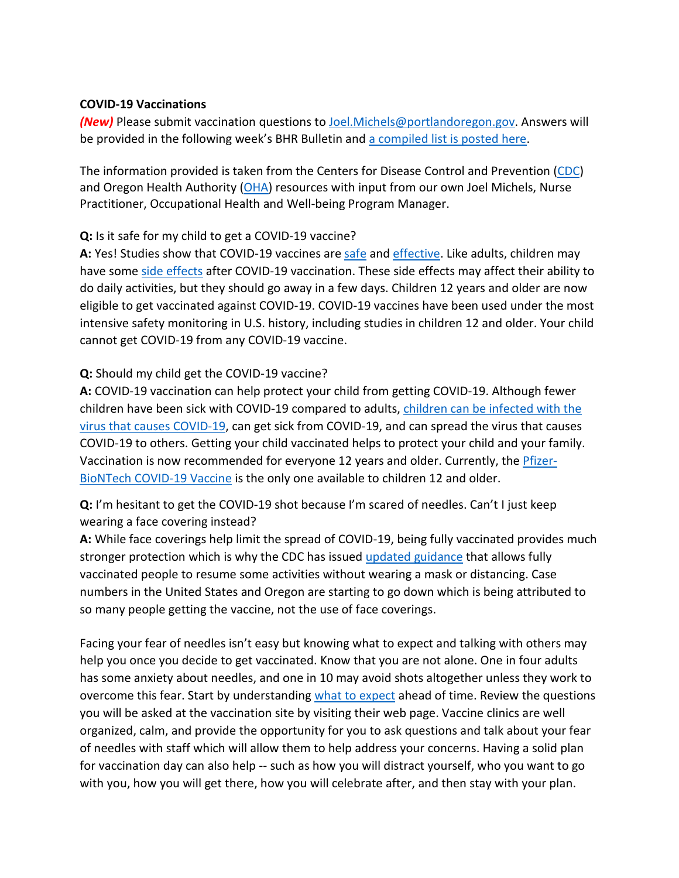**COVID-19 Vaccinations**

***(New)*** Please submit vaccination questions to [Joel.Michels@portlandoregon.gov](mailto:Joel.Michels@portlandoregon.gov). Answers will be provided in the following week's BHR Bulletin and [a compiled list is posted here](#).

The information provided is taken from the Centers for Disease Control and Prevention ([CDC](#)) and Oregon Health Authority ([OHA](#)) resources with input from our own Joel Michels, Nurse Practitioner, Occupational Health and Well-being Program Manager.

**Q:** Is it safe for my child to get a COVID-19 vaccine?

**A:** Yes! Studies show that COVID-19 vaccines are [safe](#) and [effective](#). Like adults, children may have some [side effects](#) after COVID-19 vaccination. These side effects may affect their ability to do daily activities, but they should go away in a few days. Children 12 years and older are now eligible to get vaccinated against COVID-19. COVID-19 vaccines have been used under the most intensive safety monitoring in U.S. history, including studies in children 12 and older. Your child cannot get COVID-19 from any COVID-19 vaccine.

**Q:** Should my child get the COVID-19 vaccine?

**A:** COVID-19 vaccination can help protect your child from getting COVID-19. Although fewer children have been sick with COVID-19 compared to adults, [children can be infected with the virus that causes COVID-19](#), can get sick from COVID-19, and can spread the virus that causes COVID-19 to others. Getting your child vaccinated helps to protect your child and your family. Vaccination is now recommended for everyone 12 years and older. Currently, the [Pfizer-BioNTech COVID-19 Vaccine](#) is the only one available to children 12 and older.

**Q:** I'm hesitant to get the COVID-19 shot because I'm scared of needles. Can't I just keep wearing a face covering instead?

**A:** While face coverings help limit the spread of COVID-19, being fully vaccinated provides much stronger protection which is why the CDC has issued [updated guidance](#) that allows fully vaccinated people to resume some activities without wearing a mask or distancing. Case numbers in the United States and Oregon are starting to go down which is being attributed to so many people getting the vaccine, not the use of face coverings.

Facing your fear of needles isn't easy but knowing what to expect and talking with others may help you once you decide to get vaccinated. Know that you are not alone. One in four adults has some anxiety about needles, and one in 10 may avoid shots altogether unless they work to overcome this fear. Start by understanding [what to expect](#) ahead of time. Review the questions you will be asked at the vaccination site by visiting their web page. Vaccine clinics are well organized, calm, and provide the opportunity for you to ask questions and talk about your fear of needles with staff which will allow them to help address your concerns. Having a solid plan for vaccination day can also help -- such as how you will distract yourself, who you want to go with you, how you will get there, how you will celebrate after, and then stay with your plan.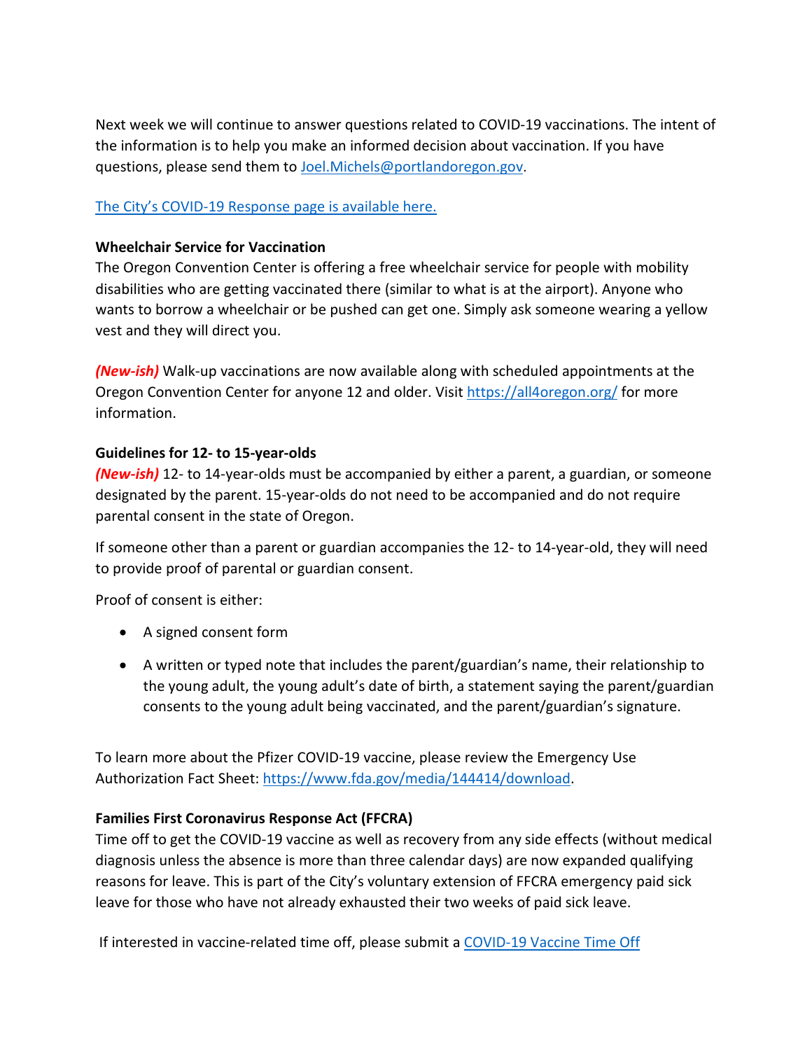Next week we will continue to answer questions related to COVID-19 vaccinations. The intent of the information is to help you make an informed decision about vaccination. If you have questions, please send them to [Joel.Michels@portlandoregon.gov](mailto:Joel.Michels@portlandoregon.gov).

[The City's COVID-19 Response page is available here.]()

**Wheelchair Service for Vaccination**
The Oregon Convention Center is offering a free wheelchair service for people with mobility disabilities who are getting vaccinated there (similar to what is at the airport). Anyone who wants to borrow a wheelchair or be pushed can get one. Simply ask someone wearing a yellow vest and they will direct you.

***(New-ish)*** Walk-up vaccinations are now available along with scheduled appointments at the Oregon Convention Center for anyone 12 and older. Visit [https://all4oregon.org/](https://all4oregon.org/) for more information.

**Guidelines for 12- to 15-year-olds**
***(New-ish)*** 12- to 14-year-olds must be accompanied by either a parent, a guardian, or someone designated by the parent. 15-year-olds do not need to be accompanied and do not require parental consent in the state of Oregon.

If someone other than a parent or guardian accompanies the 12- to 14-year-old, they will need to provide proof of parental or guardian consent.

Proof of consent is either:

- A signed consent form
- A written or typed note that includes the parent/guardian's name, their relationship to the young adult, the young adult's date of birth, a statement saying the parent/guardian consents to the young adult being vaccinated, and the parent/guardian's signature.

To learn more about the Pfizer COVID-19 vaccine, please review the Emergency Use Authorization Fact Sheet: [https://www.fda.gov/media/144414/download](https://www.fda.gov/media/144414/download).

**Families First Coronavirus Response Act (FFCRA)**
Time off to get the COVID-19 vaccine as well as recovery from any side effects (without medical diagnosis unless the absence is more than three calendar days) are now expanded qualifying reasons for leave. This is part of the City's voluntary extension of FFCRA emergency paid sick leave for those who have not already exhausted their two weeks of paid sick leave.

If interested in vaccine-related time off, please submit a [COVID-19 Vaccine Time Off]()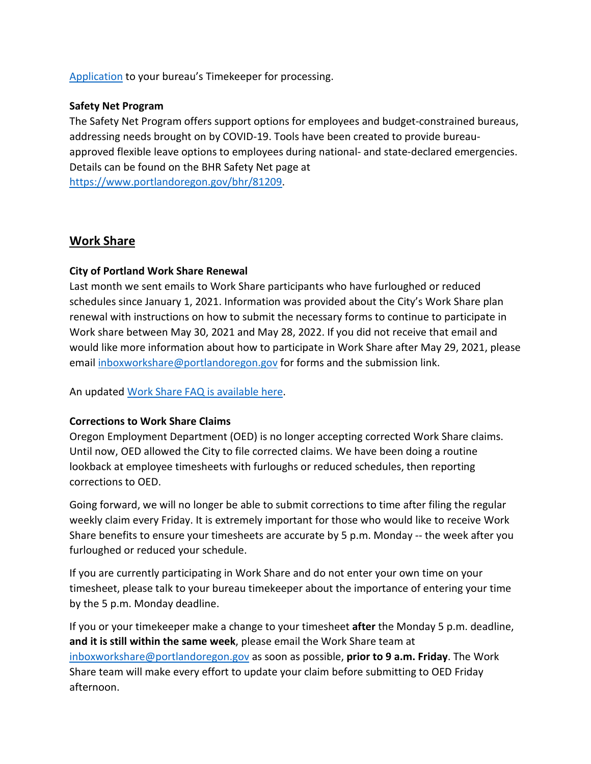[Application](#) to your bureau's Timekeeper for processing.

**Safety Net Program**

The Safety Net Program offers support options for employees and budget-constrained bureaus, addressing needs brought on by COVID-19. Tools have been created to provide bureau-approved flexible leave options to employees during national- and state-declared emergencies. Details can be found on the BHR Safety Net page at https://www.portlandoregon.gov/bhr/81209.

## Work Share

**City of Portland Work Share Renewal**

Last month we sent emails to Work Share participants who have furloughed or reduced schedules since January 1, 2021. Information was provided about the City's Work Share plan renewal with instructions on how to submit the necessary forms to continue to participate in Work share between May 30, 2021 and May 28, 2022. If you did not receive that email and would like more information about how to participate in Work Share after May 29, 2021, please email inboxworkshare@portlandoregon.gov for forms and the submission link.

An updated [Work Share FAQ is available here](#).

**Corrections to Work Share Claims**

Oregon Employment Department (OED) is no longer accepting corrected Work Share claims. Until now, OED allowed the City to file corrected claims. We have been doing a routine lookback at employee timesheets with furloughs or reduced schedules, then reporting corrections to OED.

Going forward, we will no longer be able to submit corrections to time after filing the regular weekly claim every Friday. It is extremely important for those who would like to receive Work Share benefits to ensure your timesheets are accurate by 5 p.m. Monday -- the week after you furloughed or reduced your schedule.

If you are currently participating in Work Share and do not enter your own time on your timesheet, please talk to your bureau timekeeper about the importance of entering your time by the 5 p.m. Monday deadline.

If you or your timekeeper make a change to your timesheet **after** the Monday 5 p.m. deadline, **and it is still within the same week**, please email the Work Share team at inboxworkshare@portlandoregon.gov as soon as possible, **prior to 9 a.m. Friday**. The Work Share team will make every effort to update your claim before submitting to OED Friday afternoon.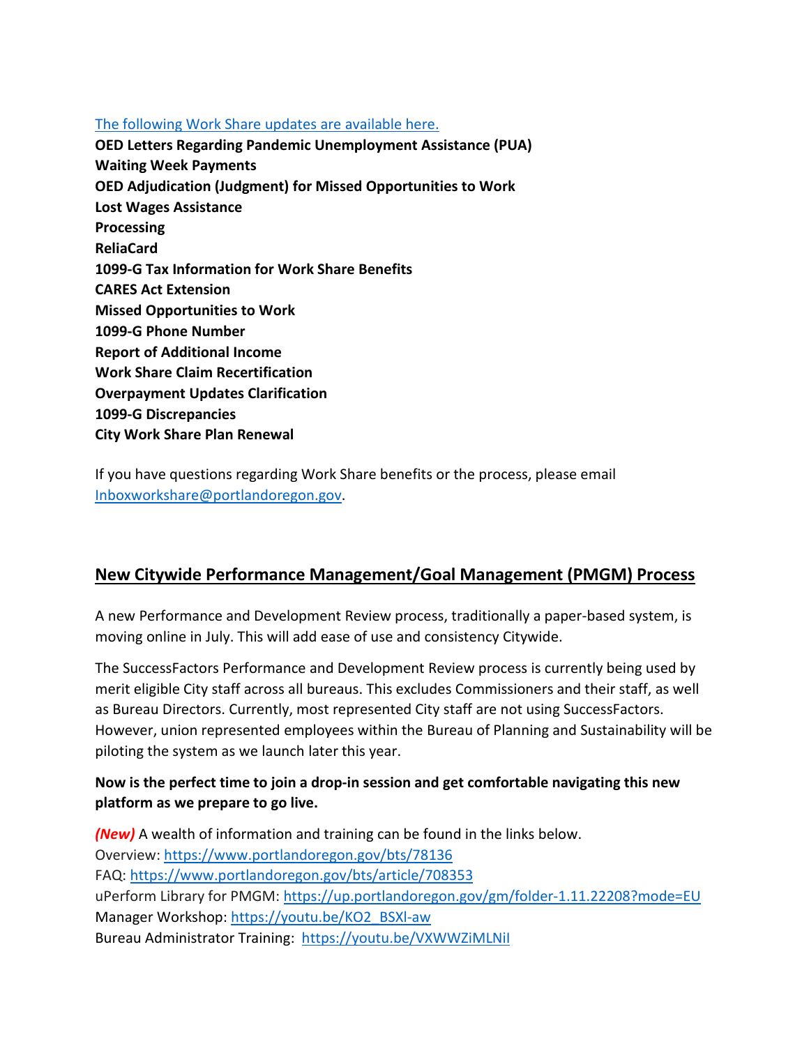[The following Work Share updates are available here.]

**OED Letters Regarding Pandemic Unemployment Assistance (PUA)**
**Waiting Week Payments**
**OED Adjudication (Judgment) for Missed Opportunities to Work**
**Lost Wages Assistance**
**Processing**
**ReliaCard**
**1099-G Tax Information for Work Share Benefits**
**CARES Act Extension**
**Missed Opportunities to Work**
**1099-G Phone Number**
**Report of Additional Income**
**Work Share Claim Recertification**
**Overpayment Updates Clarification**
**1099-G Discrepancies**
**City Work Share Plan Renewal**

If you have questions regarding Work Share benefits or the process, please email Inboxworkshare@portlandoregon.gov.

## New Citywide Performance Management/Goal Management (PMGM) Process

A new Performance and Development Review process, traditionally a paper-based system, is moving online in July. This will add ease of use and consistency Citywide.

The SuccessFactors Performance and Development Review process is currently being used by merit eligible City staff across all bureaus. This excludes Commissioners and their staff, as well as Bureau Directors. Currently, most represented City staff are not using SuccessFactors. However, union represented employees within the Bureau of Planning and Sustainability will be piloting the system as we launch later this year.

**Now is the perfect time to join a drop-in session and get comfortable navigating this new platform as we prepare to go live.**

***(New)*** A wealth of information and training can be found in the links below.
Overview: https://www.portlandoregon.gov/bts/78136
FAQ: https://www.portlandoregon.gov/bts/article/708353
uPerform Library for PMGM: https://up.portlandoregon.gov/gm/folder-1.11.22208?mode=EU
Manager Workshop: https://youtu.be/KO2_BSXl-aw
Bureau Administrator Training: https://youtu.be/VXWWZiMLNiI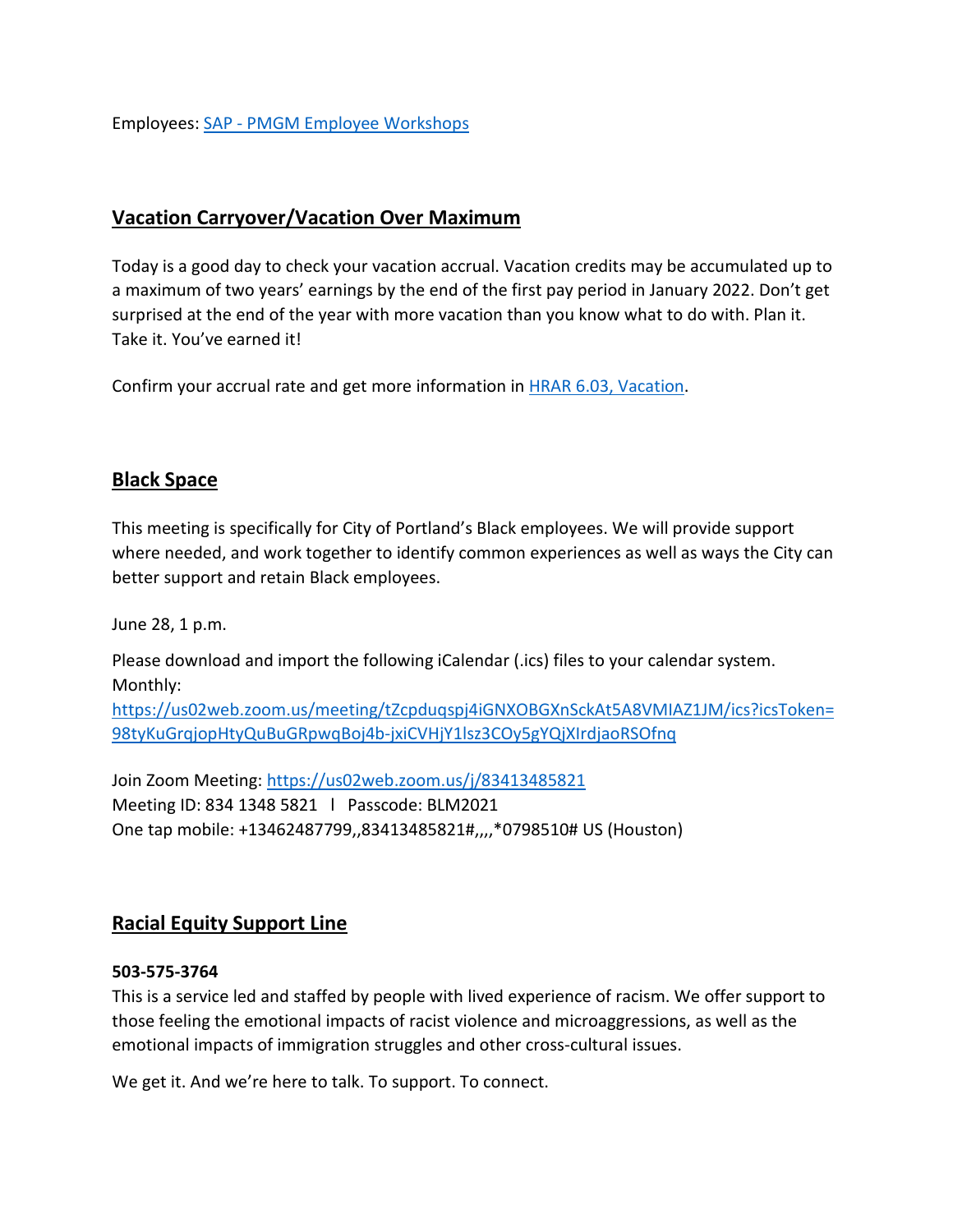Employees: [SAP - PMGM Employee Workshops]()

## Vacation Carryover/Vacation Over Maximum

Today is a good day to check your vacation accrual. Vacation credits may be accumulated up to a maximum of two years' earnings by the end of the first pay period in January 2022. Don't get surprised at the end of the year with more vacation than you know what to do with. Plan it. Take it. You've earned it!

Confirm your accrual rate and get more information in [HRAR 6.03, Vacation]().

## Black Space

This meeting is specifically for City of Portland's Black employees. We will provide support where needed, and work together to identify common experiences as well as ways the City can better support and retain Black employees.

June 28, 1 p.m.

Please download and import the following iCalendar (.ics) files to your calendar system.
Monthly:
https://us02web.zoom.us/meeting/tZcpduqspj4iGNXOBGXnSckAt5A8VMIAZ1JM/ics?icsToken=98tyKuGrqjopHtyQuBuGRpwqBoj4b-jxiCVHjY1lsz3COy5gYQjXIrdjaoRSOfnq

Join Zoom Meeting: https://us02web.zoom.us/j/83413485821
Meeting ID: 834 1348 5821 l Passcode: BLM2021
One tap mobile: +13462487799,,83413485821#,,,,*0798510# US (Houston)

## Racial Equity Support Line

**503-575-3764**
This is a service led and staffed by people with lived experience of racism. We offer support to those feeling the emotional impacts of racist violence and microaggressions, as well as the emotional impacts of immigration struggles and other cross-cultural issues.

We get it. And we're here to talk. To support. To connect.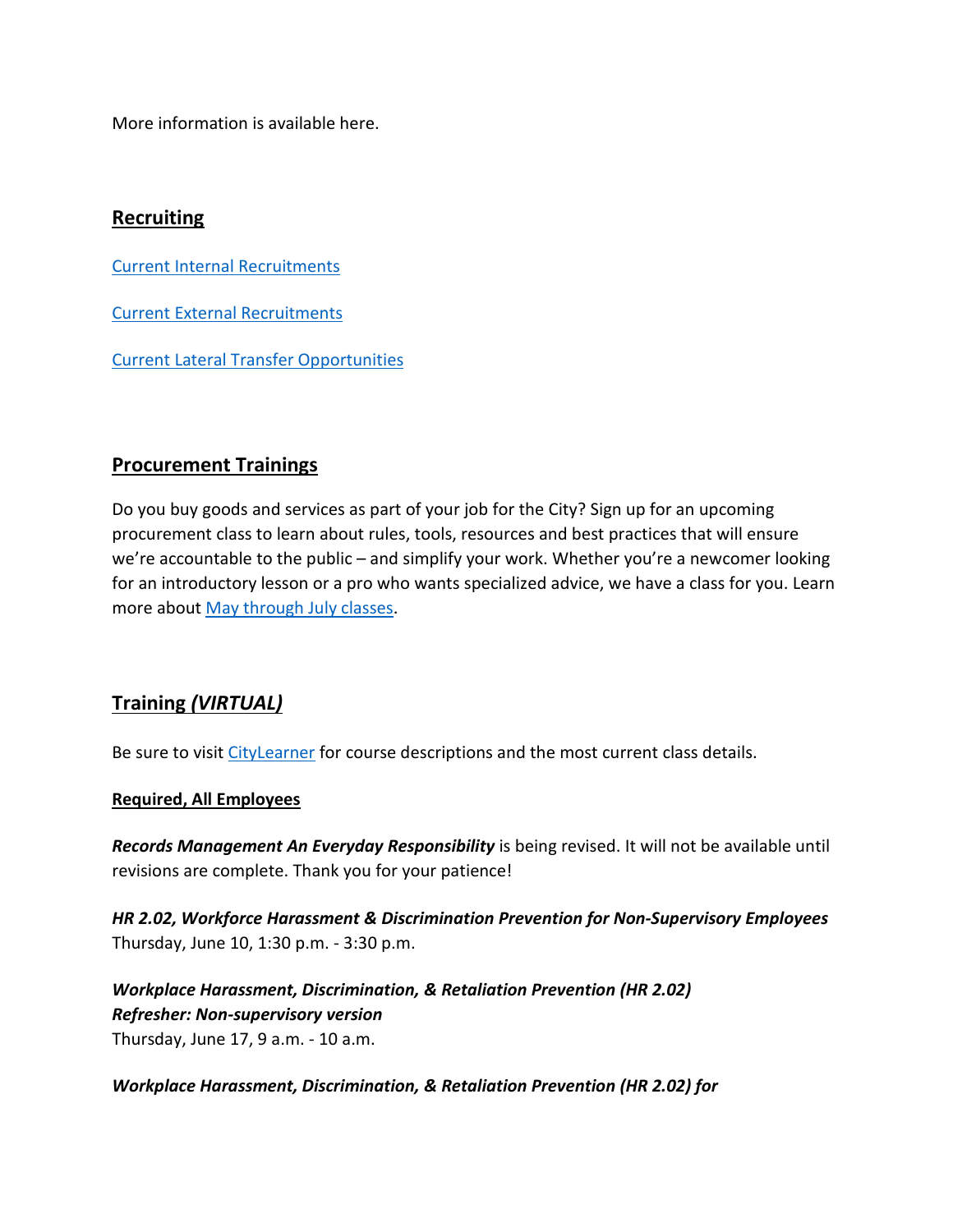More information is available here.

## Recruiting

Current Internal Recruitments

Current External Recruitments

Current Lateral Transfer Opportunities

## Procurement Trainings

Do you buy goods and services as part of your job for the City? Sign up for an upcoming procurement class to learn about rules, tools, resources and best practices that will ensure we're accountable to the public – and simplify your work. Whether you're a newcomer looking for an introductory lesson or a pro who wants specialized advice, we have a class for you. Learn more about May through July classes.

## Training *(VIRTUAL)*

Be sure to visit CityLearner for course descriptions and the most current class details.

**Required, All Employees**

***Records Management An Everyday Responsibility*** is being revised. It will not be available until revisions are complete. Thank you for your patience!

***HR 2.02, Workforce Harassment & Discrimination Prevention for Non-Supervisory Employees***
Thursday, June 10, 1:30 p.m. - 3:30 p.m.

***Workplace Harassment, Discrimination, & Retaliation Prevention (HR 2.02) Refresher: Non-supervisory version***
Thursday, June 17, 9 a.m. - 10 a.m.

***Workplace Harassment, Discrimination, & Retaliation Prevention (HR 2.02) for***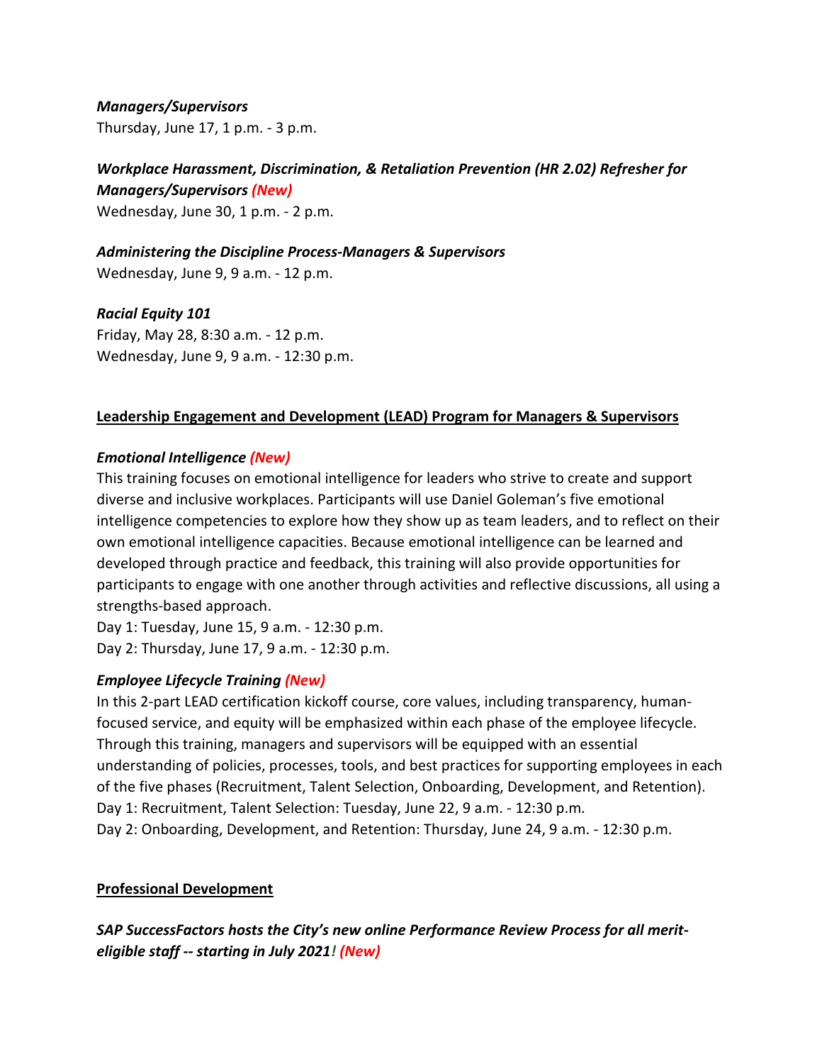***Managers/Supervisors***
Thursday, June 17, 1 p.m. - 3 p.m.

***Workplace Harassment, Discrimination, & Retaliation Prevention (HR 2.02) Refresher for Managers/Supervisors (New)***
Wednesday, June 30, 1 p.m. - 2 p.m.

***Administering the Discipline Process-Managers & Supervisors***
Wednesday, June 9, 9 a.m. - 12 p.m.

***Racial Equity 101***
Friday, May 28, 8:30 a.m. - 12 p.m.
Wednesday, June 9, 9 a.m. - 12:30 p.m.

## Leadership Engagement and Development (LEAD) Program for Managers & Supervisors

***Emotional Intelligence (New)***
This training focuses on emotional intelligence for leaders who strive to create and support diverse and inclusive workplaces. Participants will use Daniel Goleman's five emotional intelligence competencies to explore how they show up as team leaders, and to reflect on their own emotional intelligence capacities. Because emotional intelligence can be learned and developed through practice and feedback, this training will also provide opportunities for participants to engage with one another through activities and reflective discussions, all using a strengths-based approach.
Day 1: Tuesday, June 15, 9 a.m. - 12:30 p.m.
Day 2: Thursday, June 17, 9 a.m. - 12:30 p.m.

***Employee Lifecycle Training (New)***
In this 2-part LEAD certification kickoff course, core values, including transparency, human-focused service, and equity will be emphasized within each phase of the employee lifecycle. Through this training, managers and supervisors will be equipped with an essential understanding of policies, processes, tools, and best practices for supporting employees in each of the five phases (Recruitment, Talent Selection, Onboarding, Development, and Retention).
Day 1: Recruitment, Talent Selection: Tuesday, June 22, 9 a.m. - 12:30 p.m.
Day 2: Onboarding, Development, and Retention: Thursday, June 24, 9 a.m. - 12:30 p.m.

## Professional Development

***SAP SuccessFactors hosts the City's new online Performance Review Process for all merit-eligible staff -- starting in July 2021! (New)***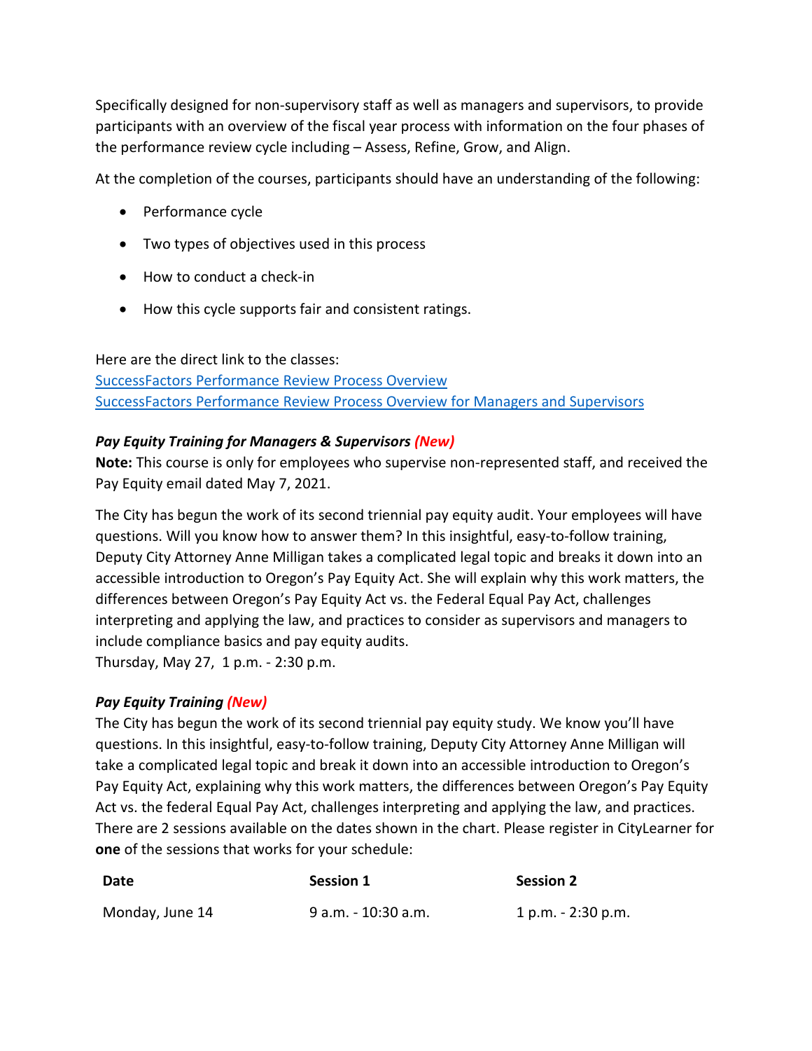Specifically designed for non-supervisory staff as well as managers and supervisors, to provide participants with an overview of the fiscal year process with information on the four phases of the performance review cycle including – Assess, Refine, Grow, and Align.

At the completion of the courses, participants should have an understanding of the following:

- Performance cycle
- Two types of objectives used in this process
- How to conduct a check-in
- How this cycle supports fair and consistent ratings.

Here are the direct link to the classes:
[SuccessFactors Performance Review Process Overview]
[SuccessFactors Performance Review Process Overview for Managers and Supervisors]

***Pay Equity Training for Managers & Supervisors (New)***

**Note:** This course is only for employees who supervise non-represented staff, and received the Pay Equity email dated May 7, 2021.

The City has begun the work of its second triennial pay equity audit. Your employees will have questions. Will you know how to answer them? In this insightful, easy-to-follow training, Deputy City Attorney Anne Milligan takes a complicated legal topic and breaks it down into an accessible introduction to Oregon's Pay Equity Act. She will explain why this work matters, the differences between Oregon's Pay Equity Act vs. the Federal Equal Pay Act, challenges interpreting and applying the law, and practices to consider as supervisors and managers to include compliance basics and pay equity audits.
Thursday, May 27, 1 p.m. - 2:30 p.m.

***Pay Equity Training (New)***

The City has begun the work of its second triennial pay equity study. We know you'll have questions. In this insightful, easy-to-follow training, Deputy City Attorney Anne Milligan will take a complicated legal topic and break it down into an accessible introduction to Oregon's Pay Equity Act, explaining why this work matters, the differences between Oregon's Pay Equity Act vs. the federal Equal Pay Act, challenges interpreting and applying the law, and practices. There are 2 sessions available on the dates shown in the chart. Please register in CityLearner for **one** of the sessions that works for your schedule:

| Date | Session 1 | Session 2 |
|---|---|---|
| Monday, June 14 | 9 a.m. - 10:30 a.m. | 1 p.m. - 2:30 p.m. |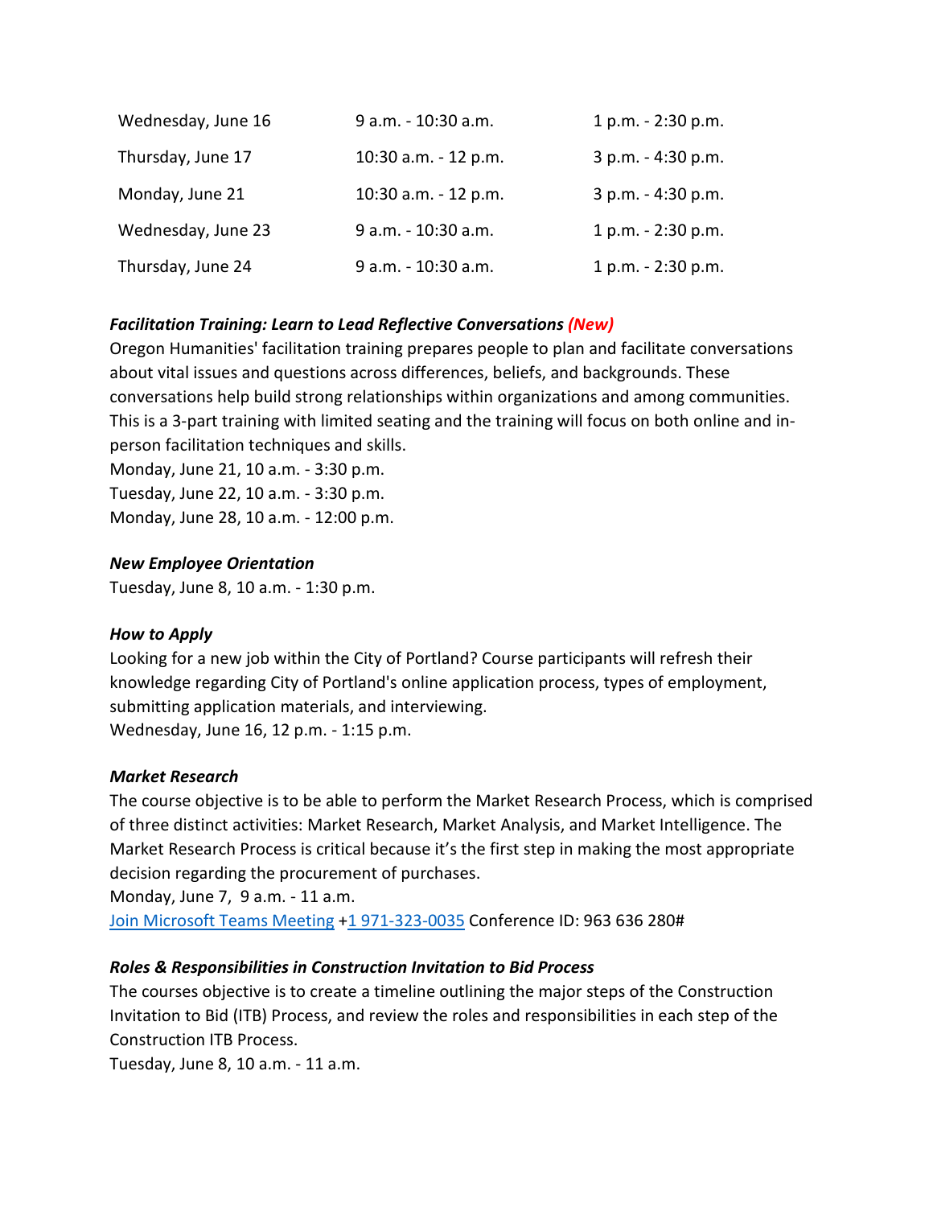| | | |
|---|---|---|
| Wednesday, June 16 | 9 a.m. - 10:30 a.m. | 1 p.m. - 2:30 p.m. |
| Thursday, June 17 | 10:30 a.m. - 12 p.m. | 3 p.m. - 4:30 p.m. |
| Monday, June 21 | 10:30 a.m. - 12 p.m. | 3 p.m. - 4:30 p.m. |
| Wednesday, June 23 | 9 a.m. - 10:30 a.m. | 1 p.m. - 2:30 p.m. |
| Thursday, June 24 | 9 a.m. - 10:30 a.m. | 1 p.m. - 2:30 p.m. |

***Facilitation Training: Learn to Lead Reflective Conversations (New)***

Oregon Humanities' facilitation training prepares people to plan and facilitate conversations about vital issues and questions across differences, beliefs, and backgrounds. These conversations help build strong relationships within organizations and among communities. This is a 3-part training with limited seating and the training will focus on both online and in-person facilitation techniques and skills.
Monday, June 21, 10 a.m. - 3:30 p.m.
Tuesday, June 22, 10 a.m. - 3:30 p.m.
Monday, June 28, 10 a.m. - 12:00 p.m.

***New Employee Orientation***

Tuesday, June 8, 10 a.m. - 1:30 p.m.

***How to Apply***

Looking for a new job within the City of Portland? Course participants will refresh their knowledge regarding City of Portland's online application process, types of employment, submitting application materials, and interviewing.
Wednesday, June 16, 12 p.m. - 1:15 p.m.

***Market Research***

The course objective is to be able to perform the Market Research Process, which is comprised of three distinct activities: Market Research, Market Analysis, and Market Intelligence. The Market Research Process is critical because it's the first step in making the most appropriate decision regarding the procurement of purchases.
Monday, June 7, 9 a.m. - 11 a.m.
Join Microsoft Teams Meeting +1 971-323-0035 Conference ID: 963 636 280#

***Roles & Responsibilities in Construction Invitation to Bid Process***

The courses objective is to create a timeline outlining the major steps of the Construction Invitation to Bid (ITB) Process, and review the roles and responsibilities in each step of the Construction ITB Process.
Tuesday, June 8, 10 a.m. - 11 a.m.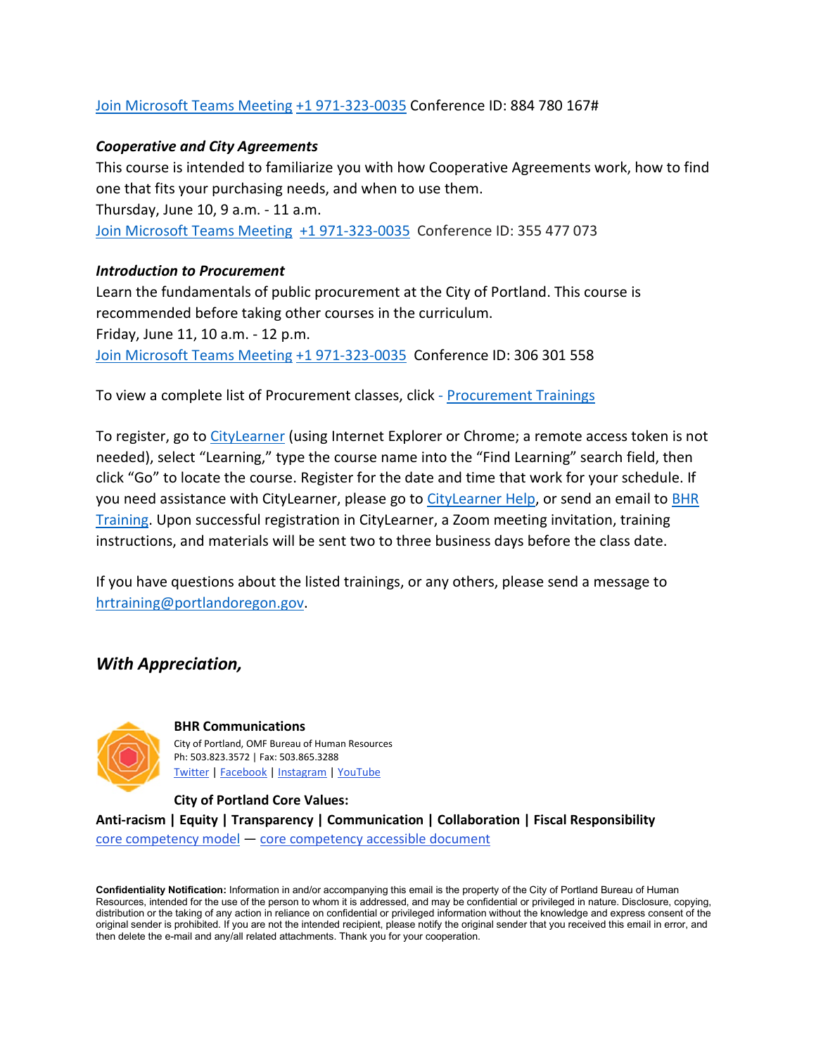Join Microsoft Teams Meeting +1 971-323-0035 Conference ID: 884 780 167#

***Cooperative and City Agreements***

This course is intended to familiarize you with how Cooperative Agreements work, how to find one that fits your purchasing needs, and when to use them.

Thursday, June 10, 9 a.m. - 11 a.m.

Join Microsoft Teams Meeting +1 971-323-0035 Conference ID: 355 477 073

***Introduction to Procurement***

Learn the fundamentals of public procurement at the City of Portland. This course is recommended before taking other courses in the curriculum.

Friday, June 11, 10 a.m. - 12 p.m.

Join Microsoft Teams Meeting +1 971-323-0035 Conference ID: 306 301 558

To view a complete list of Procurement classes, click - Procurement Trainings

To register, go to CityLearner (using Internet Explorer or Chrome; a remote access token is not needed), select "Learning," type the course name into the "Find Learning" search field, then click "Go" to locate the course. Register for the date and time that work for your schedule. If you need assistance with CityLearner, please go to CityLearner Help, or send an email to BHR Training. Upon successful registration in CityLearner, a Zoom meeting invitation, training instructions, and materials will be sent two to three business days before the class date.

If you have questions about the listed trainings, or any others, please send a message to hrtraining@portlandoregon.gov.

***With Appreciation,***

**BHR Communications**

City of Portland, OMF Bureau of Human Resources

Ph: 503.823.3572 | Fax: 503.865.3288

Twitter | Facebook | Instagram | YouTube

**City of Portland Core Values:**

**Anti-racism | Equity | Transparency | Communication | Collaboration | Fiscal Responsibility**

core competency model — core competency accessible document

**Confidentiality Notification:** Information in and/or accompanying this email is the property of the City of Portland Bureau of Human Resources, intended for the use of the person to whom it is addressed, and may be confidential or privileged in nature. Disclosure, copying, distribution or the taking of any action in reliance on confidential or privileged information without the knowledge and express consent of the original sender is prohibited. If you are not the intended recipient, please notify the original sender that you received this email in error, and then delete the e-mail and any/all related attachments. Thank you for your cooperation.